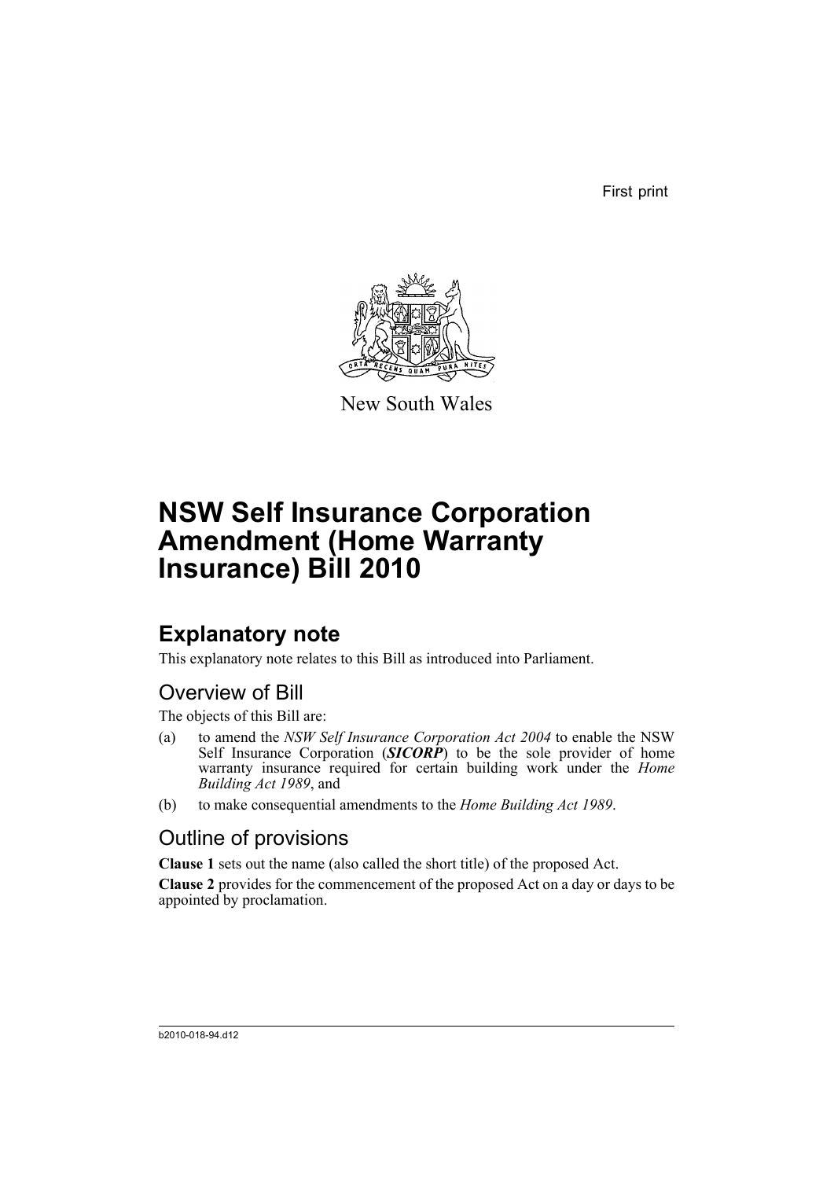First print

New South Wales

# NSW Self Insurance Corporation Amendment (Home Warranty Insurance) Bill 2010

## Explanatory note

This explanatory note relates to this Bill as introduced into Parliament.

### Overview of Bill

The objects of this Bill are:

(a) to amend the *NSW Self Insurance Corporation Act 2004* to enable the NSW Self Insurance Corporation (***SICORP***) to be the sole provider of home warranty insurance required for certain building work under the *Home Building Act 1989*, and

(b) to make consequential amendments to the *Home Building Act 1989*.

### Outline of provisions

**Clause 1** sets out the name (also called the short title) of the proposed Act.

**Clause 2** provides for the commencement of the proposed Act on a day or days to be appointed by proclamation.

b2010-018-94.d12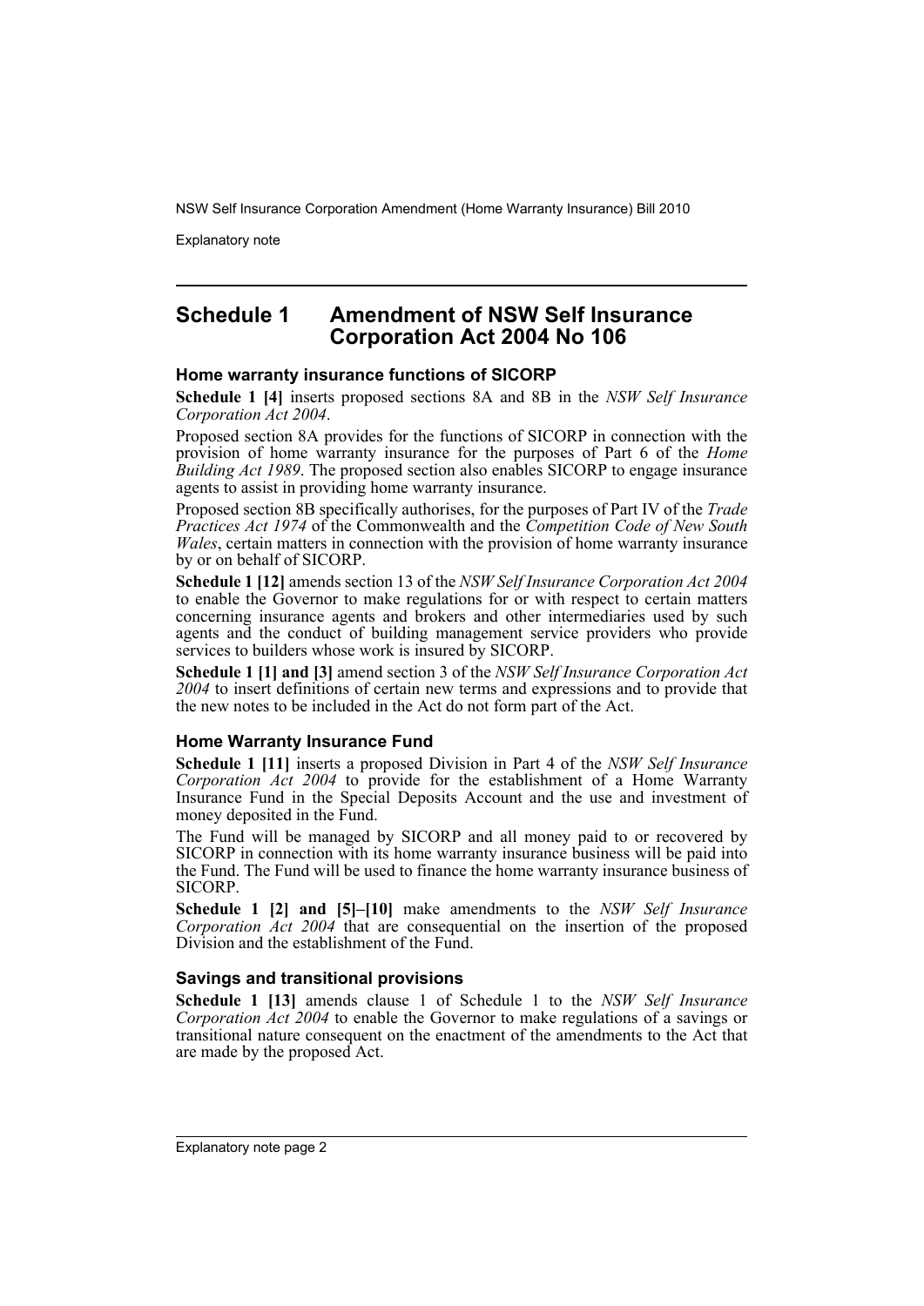## Schedule 1 Amendment of NSW Self Insurance Corporation Act 2004 No 106

### Home warranty insurance functions of SICORP

**Schedule 1 [4]** inserts proposed sections 8A and 8B in the *NSW Self Insurance Corporation Act 2004*.

Proposed section 8A provides for the functions of SICORP in connection with the provision of home warranty insurance for the purposes of Part 6 of the *Home Building Act 1989*. The proposed section also enables SICORP to engage insurance agents to assist in providing home warranty insurance.

Proposed section 8B specifically authorises, for the purposes of Part IV of the *Trade Practices Act 1974* of the Commonwealth and the *Competition Code of New South Wales*, certain matters in connection with the provision of home warranty insurance by or on behalf of SICORP.

**Schedule 1 [12]** amends section 13 of the *NSW Self Insurance Corporation Act 2004* to enable the Governor to make regulations for or with respect to certain matters concerning insurance agents and brokers and other intermediaries used by such agents and the conduct of building management service providers who provide services to builders whose work is insured by SICORP.

**Schedule 1 [1] and [3]** amend section 3 of the *NSW Self Insurance Corporation Act 2004* to insert definitions of certain new terms and expressions and to provide that the new notes to be included in the Act do not form part of the Act.

### Home Warranty Insurance Fund

**Schedule 1 [11]** inserts a proposed Division in Part 4 of the *NSW Self Insurance Corporation Act 2004* to provide for the establishment of a Home Warranty Insurance Fund in the Special Deposits Account and the use and investment of money deposited in the Fund.

The Fund will be managed by SICORP and all money paid to or recovered by SICORP in connection with its home warranty insurance business will be paid into the Fund. The Fund will be used to finance the home warranty insurance business of SICORP.

**Schedule 1 [2] and [5]–[10]** make amendments to the *NSW Self Insurance Corporation Act 2004* that are consequential on the insertion of the proposed Division and the establishment of the Fund.

### Savings and transitional provisions

**Schedule 1 [13]** amends clause 1 of Schedule 1 to the *NSW Self Insurance Corporation Act 2004* to enable the Governor to make regulations of a savings or transitional nature consequent on the enactment of the amendments to the Act that are made by the proposed Act.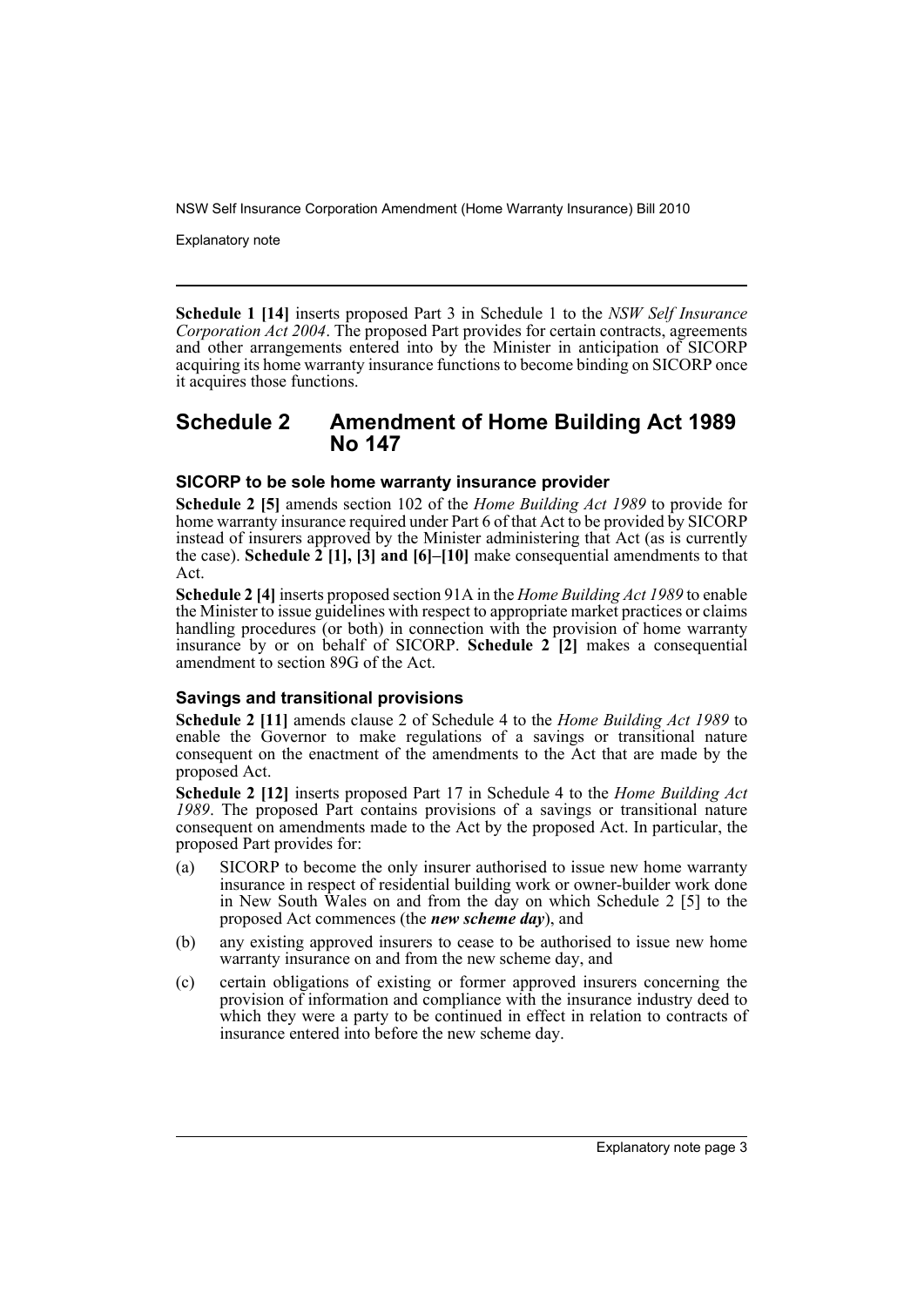**Schedule 1 [14]** inserts proposed Part 3 in Schedule 1 to the *NSW Self Insurance Corporation Act 2004*. The proposed Part provides for certain contracts, agreements and other arrangements entered into by the Minister in anticipation of SICORP acquiring its home warranty insurance functions to become binding on SICORP once it acquires those functions.

## Schedule 2 Amendment of Home Building Act 1989 No 147

### SICORP to be sole home warranty insurance provider

**Schedule 2 [5]** amends section 102 of the *Home Building Act 1989* to provide for home warranty insurance required under Part 6 of that Act to be provided by SICORP instead of insurers approved by the Minister administering that Act (as is currently the case). **Schedule 2 [1], [3] and [6]–[10]** make consequential amendments to that Act.

**Schedule 2 [4]** inserts proposed section 91A in the *Home Building Act 1989* to enable the Minister to issue guidelines with respect to appropriate market practices or claims handling procedures (or both) in connection with the provision of home warranty insurance by or on behalf of SICORP. **Schedule 2 [2]** makes a consequential amendment to section 89G of the Act.

### Savings and transitional provisions

**Schedule 2 [11]** amends clause 2 of Schedule 4 to the *Home Building Act 1989* to enable the Governor to make regulations of a savings or transitional nature consequent on the enactment of the amendments to the Act that are made by the proposed Act.

**Schedule 2 [12]** inserts proposed Part 17 in Schedule 4 to the *Home Building Act 1989*. The proposed Part contains provisions of a savings or transitional nature consequent on amendments made to the Act by the proposed Act. In particular, the proposed Part provides for:

(a) SICORP to become the only insurer authorised to issue new home warranty insurance in respect of residential building work or owner-builder work done in New South Wales on and from the day on which Schedule 2 [5] to the proposed Act commences (the ***new scheme day***), and

(b) any existing approved insurers to cease to be authorised to issue new home warranty insurance on and from the new scheme day, and

(c) certain obligations of existing or former approved insurers concerning the provision of information and compliance with the insurance industry deed to which they were a party to be continued in effect in relation to contracts of insurance entered into before the new scheme day.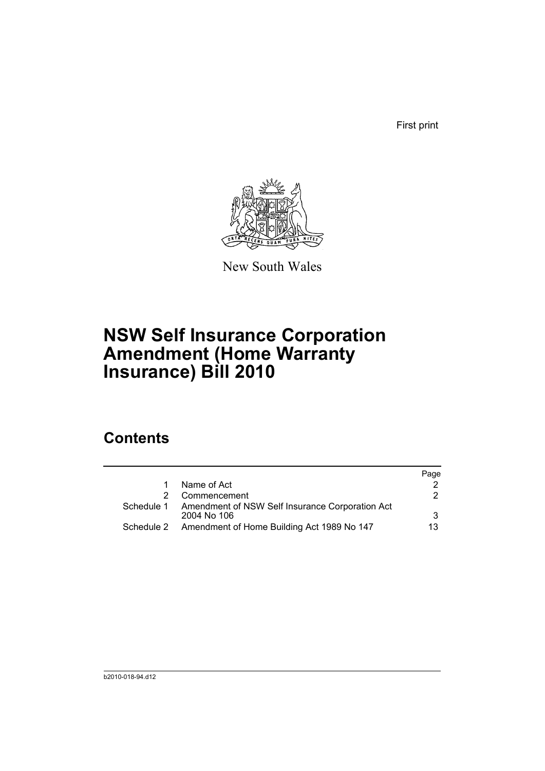First print

New South Wales

# NSW Self Insurance Corporation Amendment (Home Warranty Insurance) Bill 2010

## Contents

| | | Page |
|---|---|---|
| 1 | Name of Act | 2 |
| 2 | Commencement | 2 |
| Schedule 1 | Amendment of NSW Self Insurance Corporation Act 2004 No 106 | 3 |
| Schedule 2 | Amendment of Home Building Act 1989 No 147 | 13 |

b2010-018-94.d12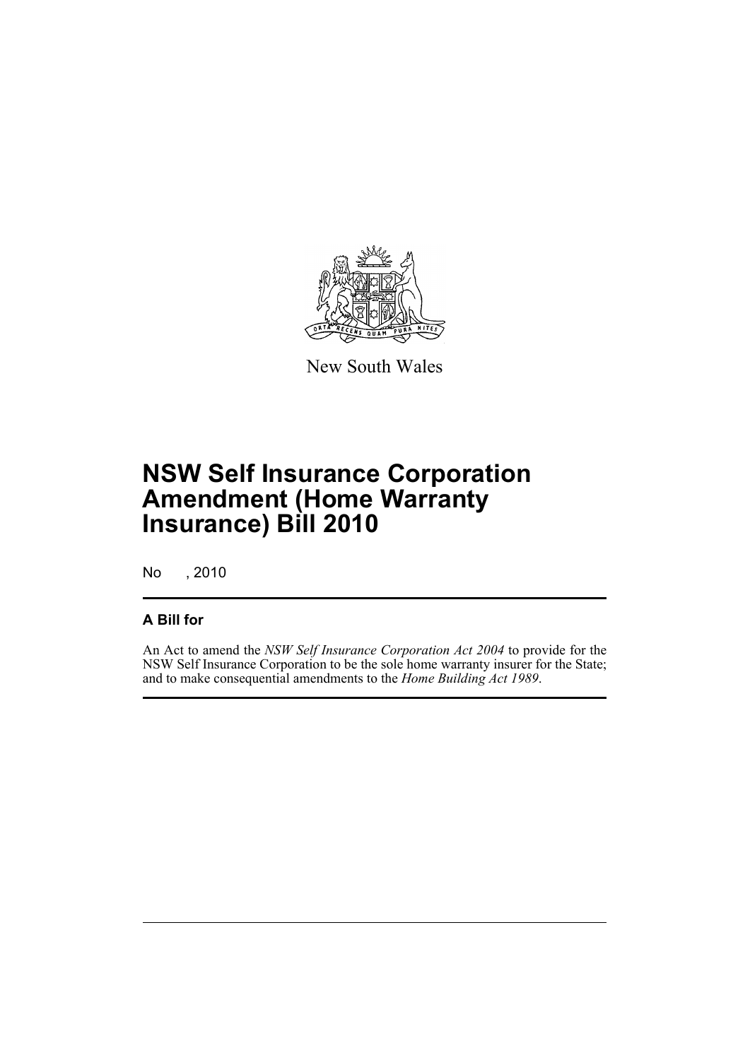New South Wales

# NSW Self Insurance Corporation Amendment (Home Warranty Insurance) Bill 2010

No , 2010

## A Bill for

An Act to amend the *NSW Self Insurance Corporation Act 2004* to provide for the NSW Self Insurance Corporation to be the sole home warranty insurer for the State; and to make consequential amendments to the *Home Building Act 1989*.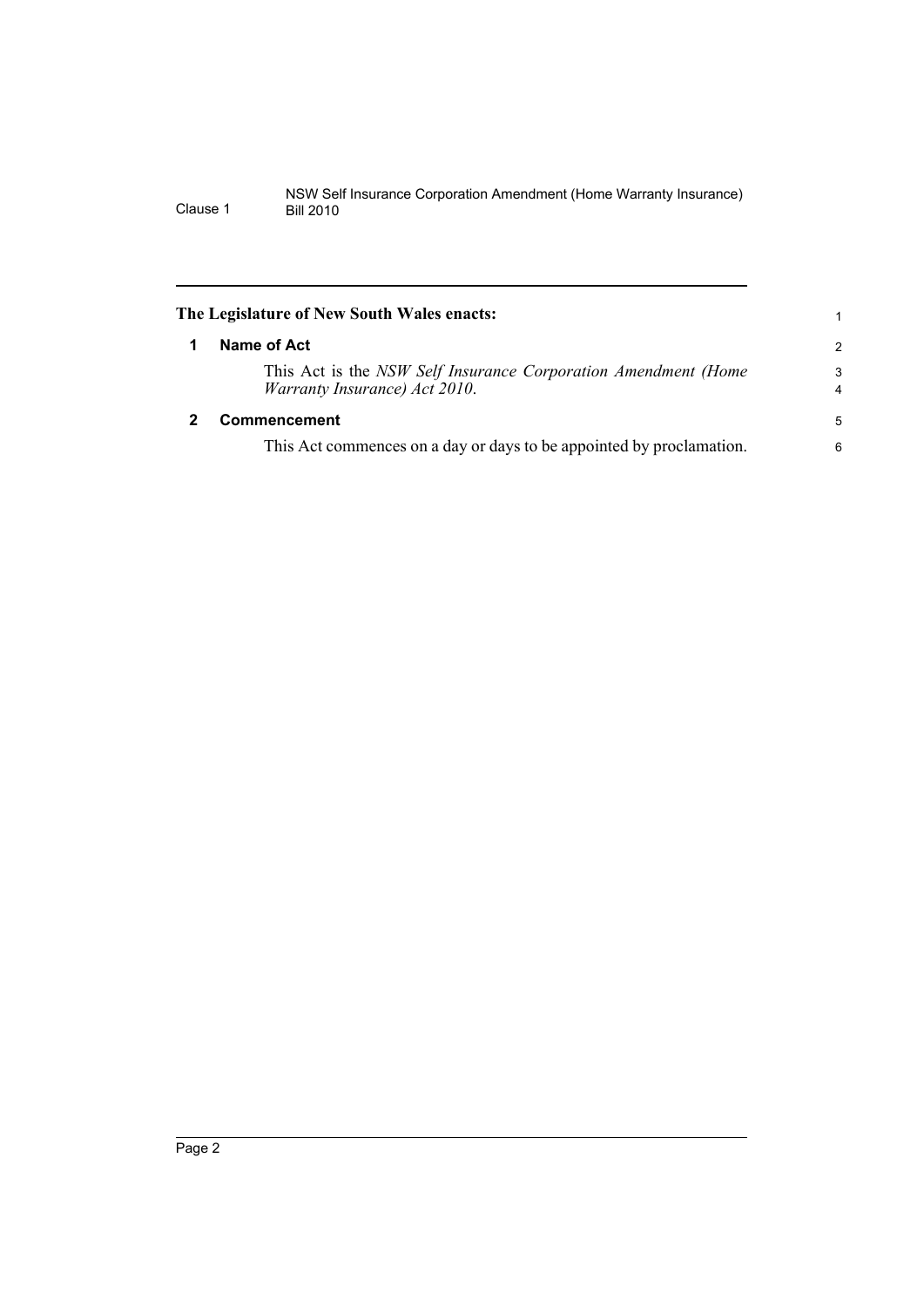## The Legislature of New South Wales enacts:

### 1 Name of Act

This Act is the *NSW Self Insurance Corporation Amendment (Home Warranty Insurance) Act 2010*.

### 2 Commencement

This Act commences on a day or days to be appointed by proclamation.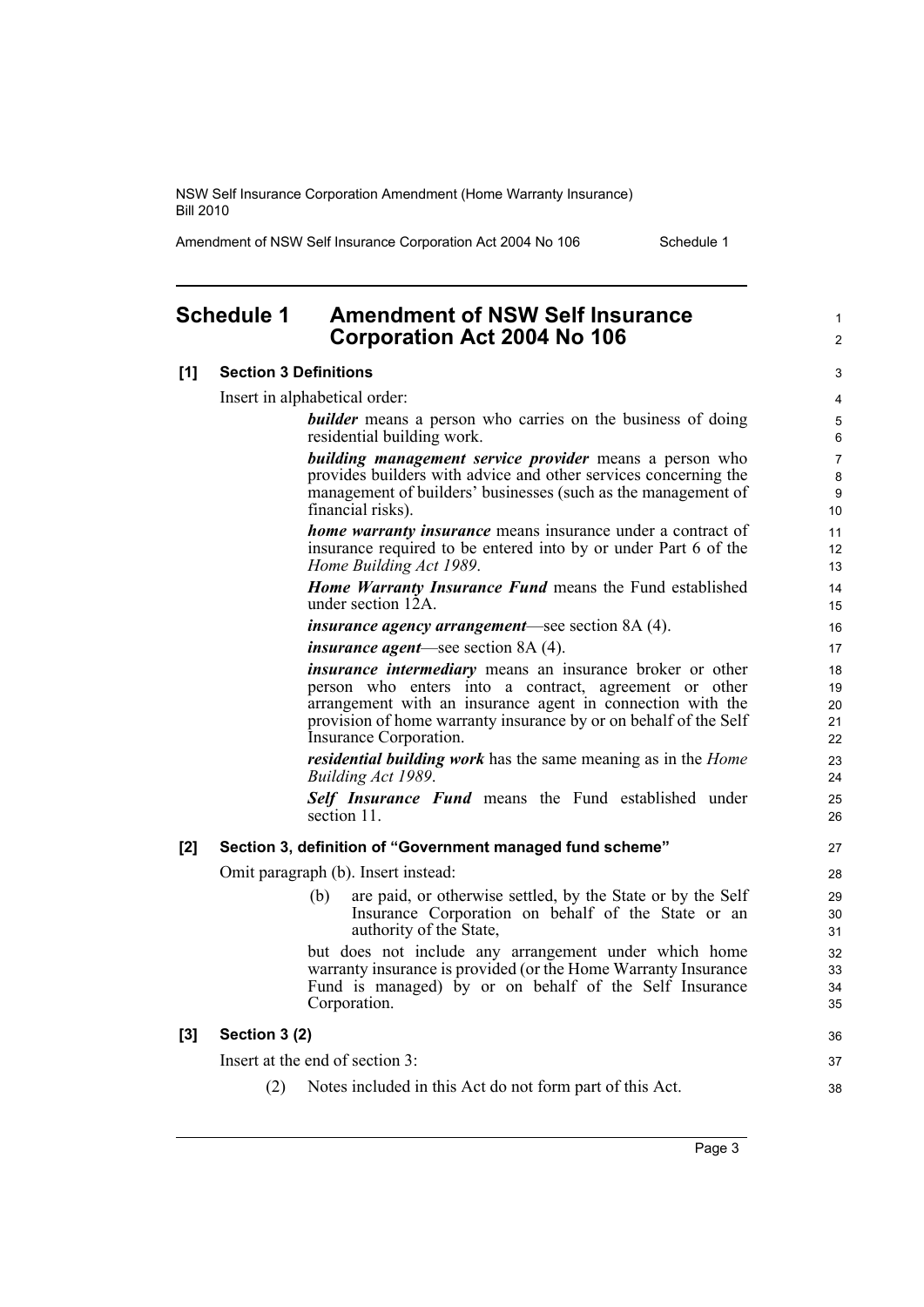## Schedule 1 Amendment of NSW Self Insurance Corporation Act 2004 No 106

**[1] Section 3 Definitions**

Insert in alphabetical order:

> ***builder*** means a person who carries on the business of doing residential building work.
>
> ***building management service provider*** means a person who provides builders with advice and other services concerning the management of builders' businesses (such as the management of financial risks).
>
> ***home warranty insurance*** means insurance under a contract of insurance required to be entered into by or under Part 6 of the *Home Building Act 1989*.
>
> ***Home Warranty Insurance Fund*** means the Fund established under section 12A.
>
> ***insurance agency arrangement***—see section 8A (4).
>
> ***insurance agent***—see section 8A (4).
>
> ***insurance intermediary*** means an insurance broker or other person who enters into a contract, agreement or other arrangement with an insurance agent in connection with the provision of home warranty insurance by or on behalf of the Self Insurance Corporation.
>
> ***residential building work*** has the same meaning as in the *Home Building Act 1989*.
>
> ***Self Insurance Fund*** means the Fund established under section 11.

**[2] Section 3, definition of "Government managed fund scheme"**

Omit paragraph (b). Insert instead:

> (b) are paid, or otherwise settled, by the State or by the Self Insurance Corporation on behalf of the State or an authority of the State,
>
> but does not include any arrangement under which home warranty insurance is provided (or the Home Warranty Insurance Fund is managed) by or on behalf of the Self Insurance Corporation.

**[3] Section 3 (2)**

Insert at the end of section 3:

> (2) Notes included in this Act do not form part of this Act.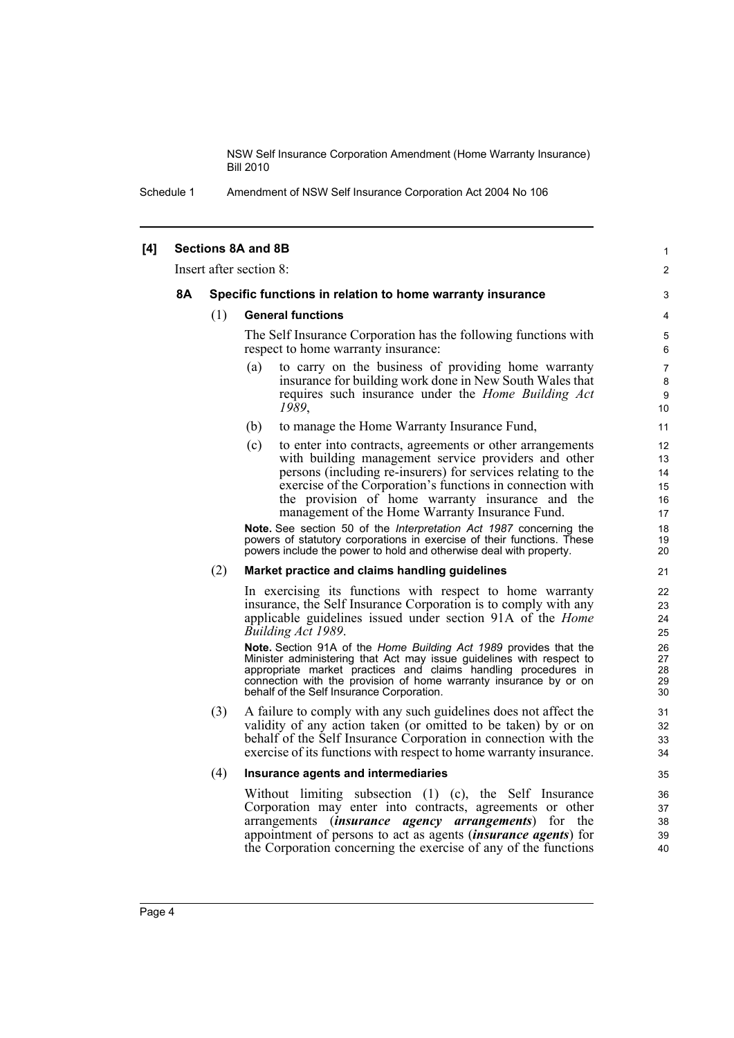**[4] Sections 8A and 8B**

Insert after section 8:

### 8A Specific functions in relation to home warranty insurance

(1) **General functions**

The Self Insurance Corporation has the following functions with respect to home warranty insurance:

- (a) to carry on the business of providing home warranty insurance for building work done in New South Wales that requires such insurance under the *Home Building Act 1989*,
- (b) to manage the Home Warranty Insurance Fund,
- (c) to enter into contracts, agreements or other arrangements with building management service providers and other persons (including re-insurers) for services relating to the exercise of the Corporation's functions in connection with the provision of home warranty insurance and the management of the Home Warranty Insurance Fund.

**Note.** See section 50 of the *Interpretation Act 1987* concerning the powers of statutory corporations in exercise of their functions. These powers include the power to hold and otherwise deal with property.

(2) **Market practice and claims handling guidelines**

In exercising its functions with respect to home warranty insurance, the Self Insurance Corporation is to comply with any applicable guidelines issued under section 91A of the *Home Building Act 1989*.

**Note.** Section 91A of the *Home Building Act 1989* provides that the Minister administering that Act may issue guidelines with respect to appropriate market practices and claims handling procedures in connection with the provision of home warranty insurance by or on behalf of the Self Insurance Corporation.

(3) A failure to comply with any such guidelines does not affect the validity of any action taken (or omitted to be taken) by or on behalf of the Self Insurance Corporation in connection with the exercise of its functions with respect to home warranty insurance.

(4) **Insurance agents and intermediaries**

Without limiting subsection (1) (c), the Self Insurance Corporation may enter into contracts, agreements or other arrangements (***insurance agency arrangements***) for the appointment of persons to act as agents (***insurance agents***) for the Corporation concerning the exercise of any of the functions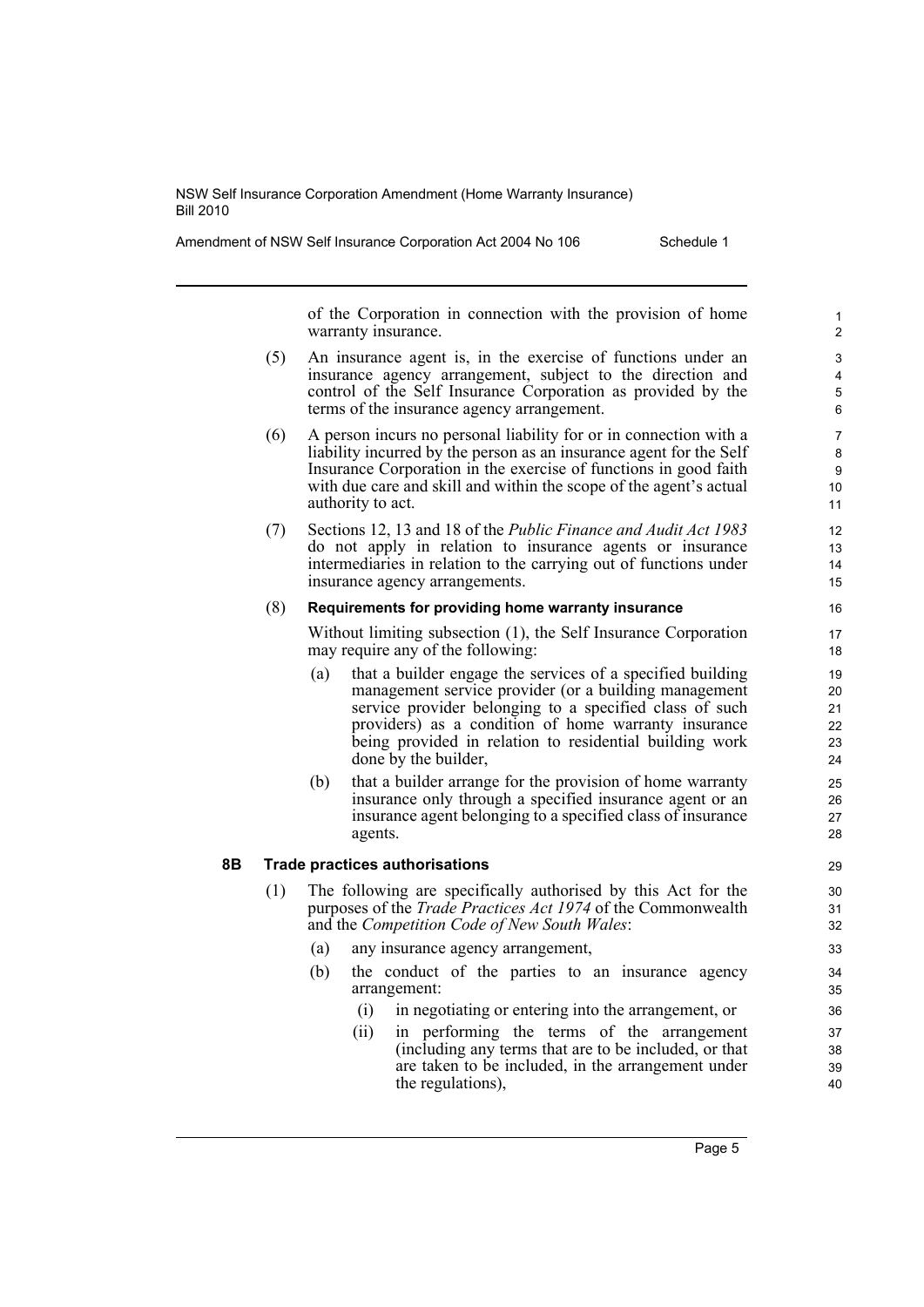of the Corporation in connection with the provision of home warranty insurance.

(5) An insurance agent is, in the exercise of functions under an insurance agency arrangement, subject to the direction and control of the Self Insurance Corporation as provided by the terms of the insurance agency arrangement.

(6) A person incurs no personal liability for or in connection with a liability incurred by the person as an insurance agent for the Self Insurance Corporation in the exercise of functions in good faith with due care and skill and within the scope of the agent's actual authority to act.

(7) Sections 12, 13 and 18 of the *Public Finance and Audit Act 1983* do not apply in relation to insurance agents or insurance intermediaries in relation to the carrying out of functions under insurance agency arrangements.

(8) **Requirements for providing home warranty insurance**

Without limiting subsection (1), the Self Insurance Corporation may require any of the following:

- (a) that a builder engage the services of a specified building management service provider (or a building management service provider belonging to a specified class of such providers) as a condition of home warranty insurance being provided in relation to residential building work done by the builder,
- (b) that a builder arrange for the provision of home warranty insurance only through a specified insurance agent or an insurance agent belonging to a specified class of insurance agents.

### 8B Trade practices authorisations

(1) The following are specifically authorised by this Act for the purposes of the *Trade Practices Act 1974* of the Commonwealth and the *Competition Code of New South Wales*:

- (a) any insurance agency arrangement,
- (b) the conduct of the parties to an insurance agency arrangement:
  - (i) in negotiating or entering into the arrangement, or
  - (ii) in performing the terms of the arrangement (including any terms that are to be included, or that are taken to be included, in the arrangement under the regulations),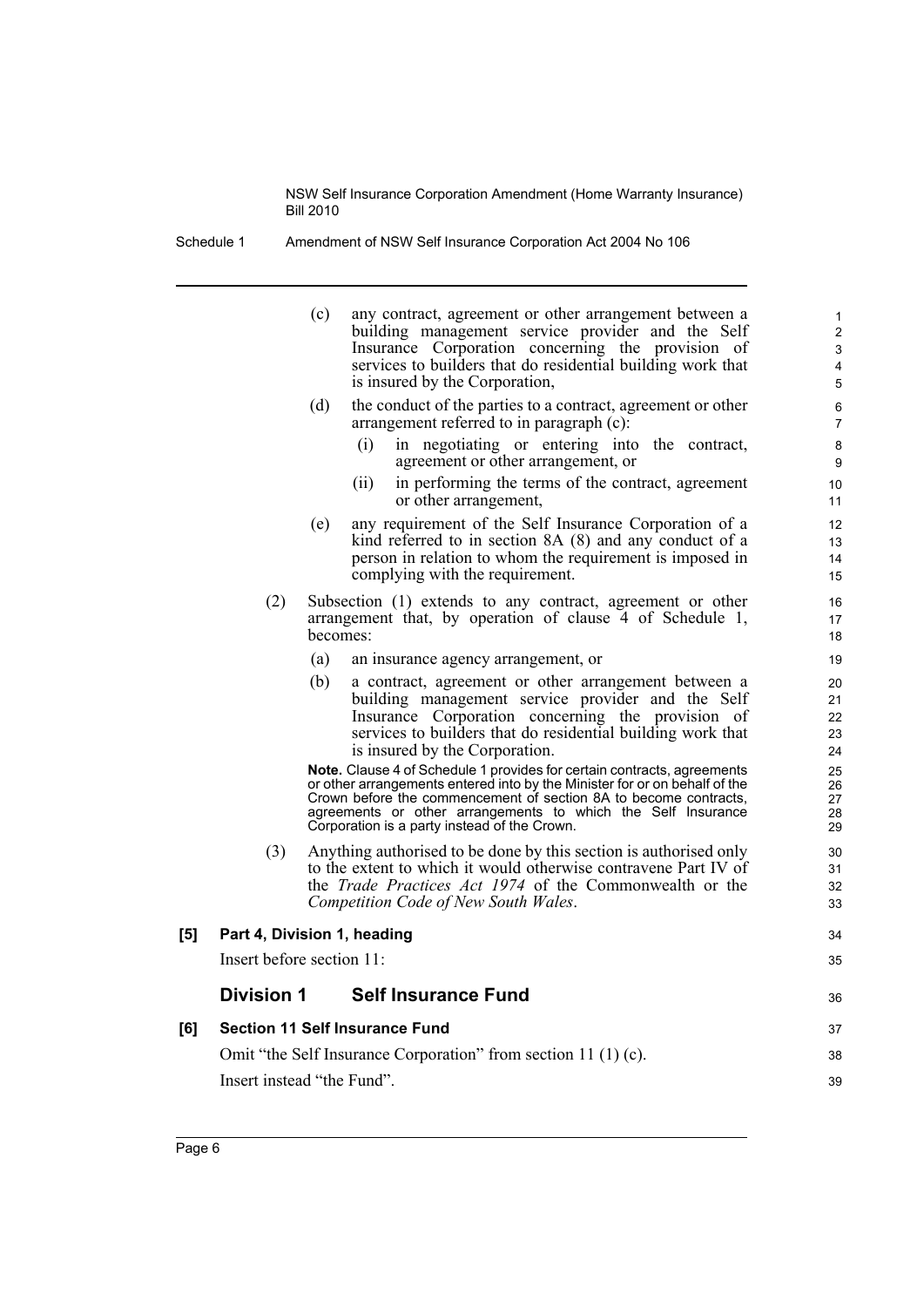(c) any contract, agreement or other arrangement between a building management service provider and the Self Insurance Corporation concerning the provision of services to builders that do residential building work that is insured by the Corporation,

(d) the conduct of the parties to a contract, agreement or other arrangement referred to in paragraph (c):

(i) in negotiating or entering into the contract, agreement or other arrangement, or

(ii) in performing the terms of the contract, agreement or other arrangement,

(e) any requirement of the Self Insurance Corporation of a kind referred to in section 8A (8) and any conduct of a person in relation to whom the requirement is imposed in complying with the requirement.

(2) Subsection (1) extends to any contract, agreement or other arrangement that, by operation of clause 4 of Schedule 1, becomes:

(a) an insurance agency arrangement, or

(b) a contract, agreement or other arrangement between a building management service provider and the Self Insurance Corporation concerning the provision of services to builders that do residential building work that is insured by the Corporation.

**Note.** Clause 4 of Schedule 1 provides for certain contracts, agreements or other arrangements entered into by the Minister for or on behalf of the Crown before the commencement of section 8A to become contracts, agreements or other arrangements to which the Self Insurance Corporation is a party instead of the Crown.

(3) Anything authorised to be done by this section is authorised only to the extent to which it would otherwise contravene Part IV of the *Trade Practices Act 1974* of the Commonwealth or the *Competition Code of New South Wales*.

**[5] Part 4, Division 1, heading**

Insert before section 11:

## Division 1 Self Insurance Fund

**[6] Section 11 Self Insurance Fund**

Omit "the Self Insurance Corporation" from section 11 (1) (c).

Insert instead "the Fund".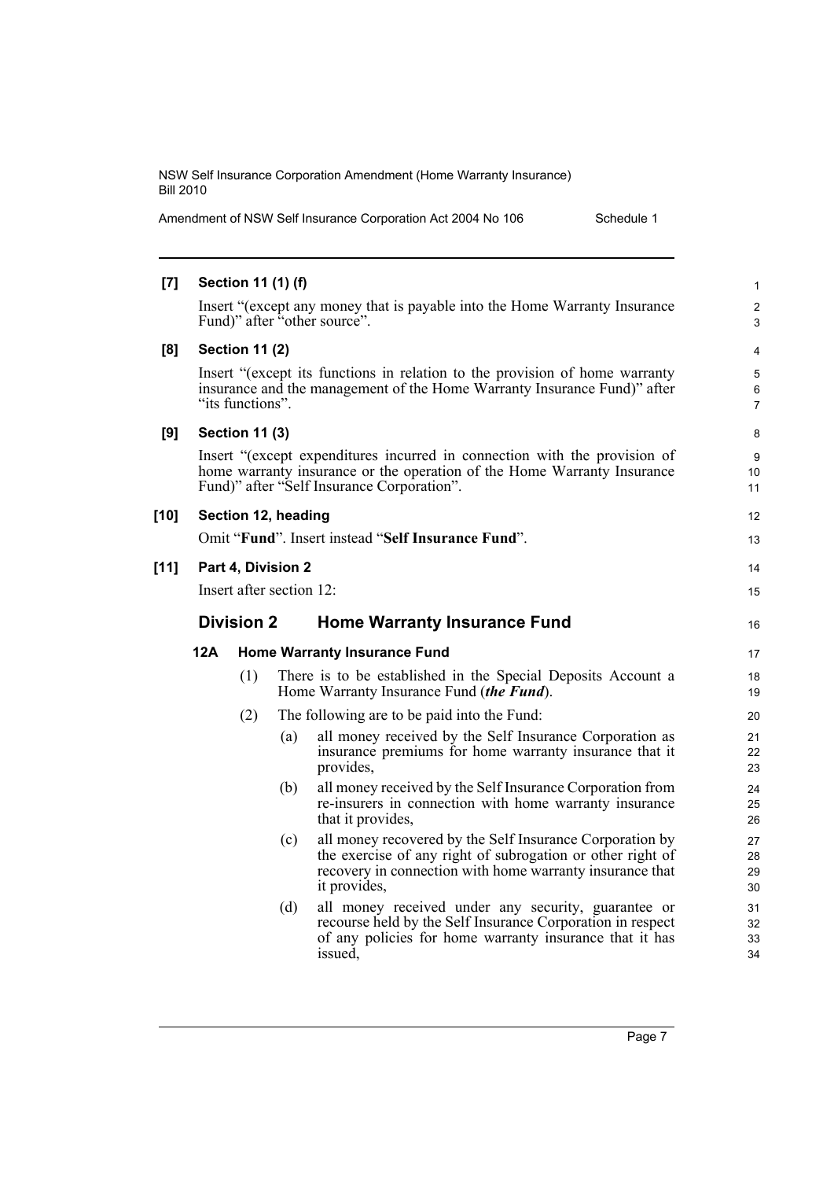**[7] Section 11 (1) (f)**

Insert "(except any money that is payable into the Home Warranty Insurance Fund)" after "other source".

**[8] Section 11 (2)**

Insert "(except its functions in relation to the provision of home warranty insurance and the management of the Home Warranty Insurance Fund)" after "its functions".

**[9] Section 11 (3)**

Insert "(except expenditures incurred in connection with the provision of home warranty insurance or the operation of the Home Warranty Insurance Fund)" after "Self Insurance Corporation".

**[10] Section 12, heading**

Omit "**Fund**". Insert instead "**Self Insurance Fund**".

**[11] Part 4, Division 2**

Insert after section 12:

## Division 2 Home Warranty Insurance Fund

### 12A Home Warranty Insurance Fund

(1) There is to be established in the Special Deposits Account a Home Warranty Insurance Fund (***the Fund***).

(2) The following are to be paid into the Fund:

(a) all money received by the Self Insurance Corporation as insurance premiums for home warranty insurance that it provides,

(b) all money received by the Self Insurance Corporation from re-insurers in connection with home warranty insurance that it provides,

(c) all money recovered by the Self Insurance Corporation by the exercise of any right of subrogation or other right of recovery in connection with home warranty insurance that it provides,

(d) all money received under any security, guarantee or recourse held by the Self Insurance Corporation in respect of any policies for home warranty insurance that it has issued,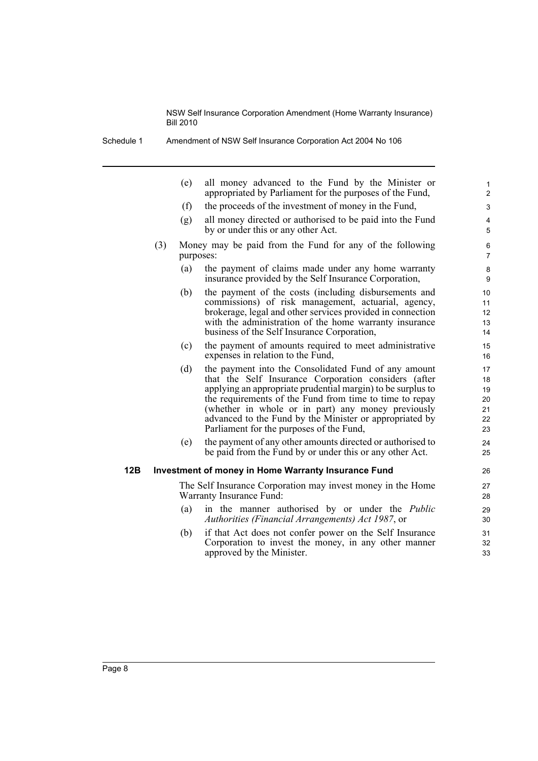(e) all money advanced to the Fund by the Minister or appropriated by Parliament for the purposes of the Fund,

(f) the proceeds of the investment of money in the Fund,

(g) all money directed or authorised to be paid into the Fund by or under this or any other Act.

(3) Money may be paid from the Fund for any of the following purposes:

(a) the payment of claims made under any home warranty insurance provided by the Self Insurance Corporation,

(b) the payment of the costs (including disbursements and commissions) of risk management, actuarial, agency, brokerage, legal and other services provided in connection with the administration of the home warranty insurance business of the Self Insurance Corporation,

(c) the payment of amounts required to meet administrative expenses in relation to the Fund,

(d) the payment into the Consolidated Fund of any amount that the Self Insurance Corporation considers (after applying an appropriate prudential margin) to be surplus to the requirements of the Fund from time to time to repay (whether in whole or in part) any money previously advanced to the Fund by the Minister or appropriated by Parliament for the purposes of the Fund,

(e) the payment of any other amounts directed or authorised to be paid from the Fund by or under this or any other Act.

**12B Investment of money in Home Warranty Insurance Fund**

The Self Insurance Corporation may invest money in the Home Warranty Insurance Fund:

(a) in the manner authorised by or under the *Public Authorities (Financial Arrangements) Act 1987*, or

(b) if that Act does not confer power on the Self Insurance Corporation to invest the money, in any other manner approved by the Minister.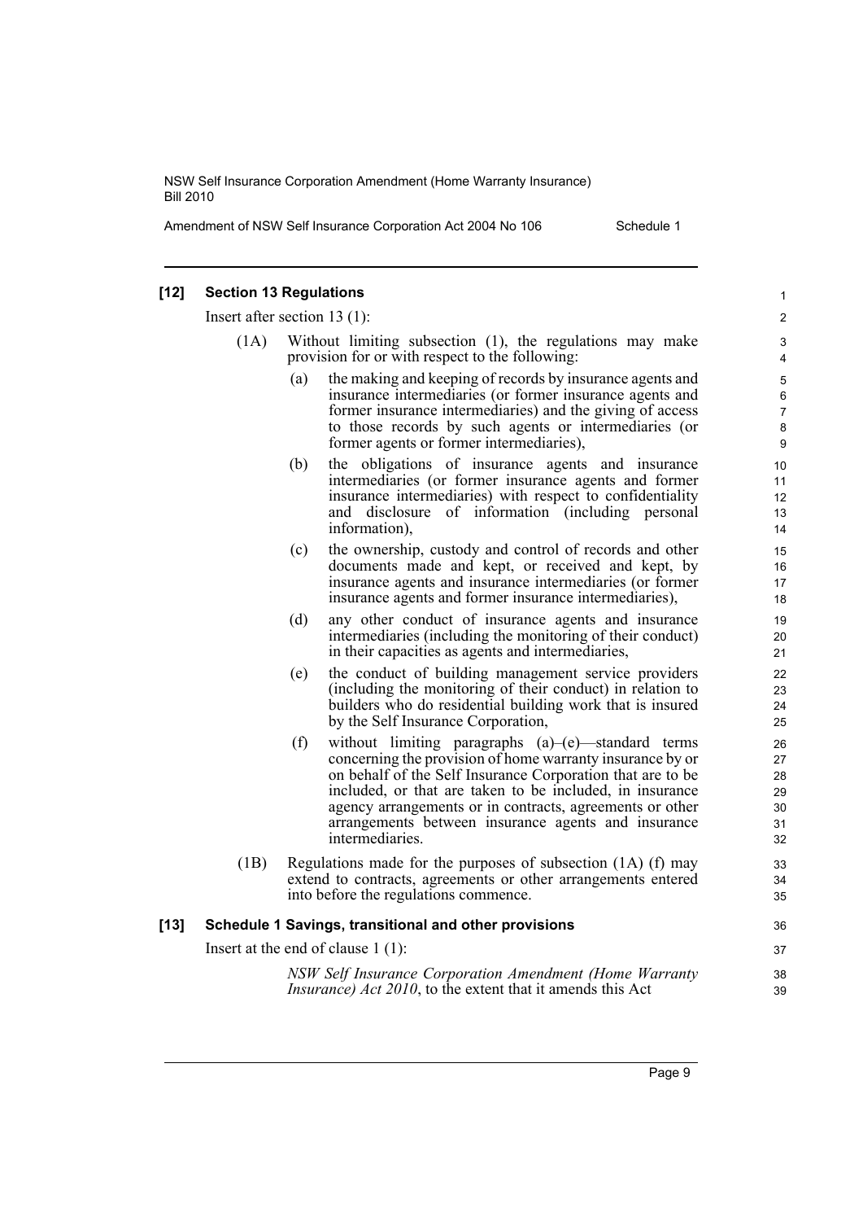### [12] Section 13 Regulations

Insert after section 13 (1):

(1A) Without limiting subsection (1), the regulations may make provision for or with respect to the following:

(a) the making and keeping of records by insurance agents and insurance intermediaries (or former insurance agents and former insurance intermediaries) and the giving of access to those records by such agents or intermediaries (or former agents or former intermediaries),

(b) the obligations of insurance agents and insurance intermediaries (or former insurance agents and former insurance intermediaries) with respect to confidentiality and disclosure of information (including personal information),

(c) the ownership, custody and control of records and other documents made and kept, or received and kept, by insurance agents and insurance intermediaries (or former insurance agents and former insurance intermediaries),

(d) any other conduct of insurance agents and insurance intermediaries (including the monitoring of their conduct) in their capacities as agents and intermediaries,

(e) the conduct of building management service providers (including the monitoring of their conduct) in relation to builders who do residential building work that is insured by the Self Insurance Corporation,

(f) without limiting paragraphs (a)–(e)—standard terms concerning the provision of home warranty insurance by or on behalf of the Self Insurance Corporation that are to be included, or that are taken to be included, in insurance agency arrangements or in contracts, agreements or other arrangements between insurance agents and insurance intermediaries.

(1B) Regulations made for the purposes of subsection (1A) (f) may extend to contracts, agreements or other arrangements entered into before the regulations commence.

### [13] Schedule 1 Savings, transitional and other provisions

Insert at the end of clause 1 (1):

*NSW Self Insurance Corporation Amendment (Home Warranty Insurance) Act 2010*, to the extent that it amends this Act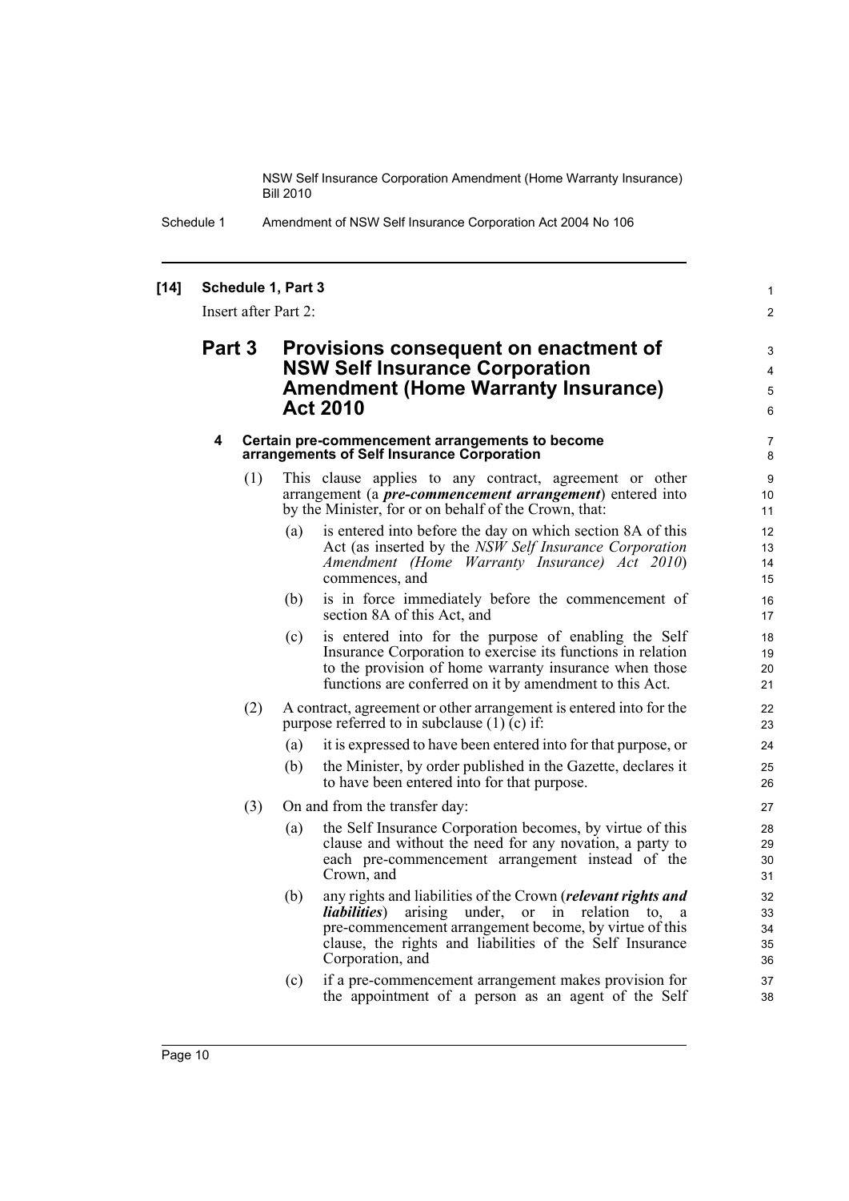**[14] Schedule 1, Part 3**

Insert after Part 2:

## Part 3 Provisions consequent on enactment of NSW Self Insurance Corporation Amendment (Home Warranty Insurance) Act 2010

### 4 Certain pre-commencement arrangements to become arrangements of Self Insurance Corporation

(1) This clause applies to any contract, agreement or other arrangement (a ***pre-commencement arrangement***) entered into by the Minister, for or on behalf of the Crown, that:

(a) is entered into before the day on which section 8A of this Act (as inserted by the *NSW Self Insurance Corporation Amendment (Home Warranty Insurance) Act 2010*) commences, and

(b) is in force immediately before the commencement of section 8A of this Act, and

(c) is entered into for the purpose of enabling the Self Insurance Corporation to exercise its functions in relation to the provision of home warranty insurance when those functions are conferred on it by amendment to this Act.

(2) A contract, agreement or other arrangement is entered into for the purpose referred to in subclause (1) (c) if:

(a) it is expressed to have been entered into for that purpose, or

(b) the Minister, by order published in the Gazette, declares it to have been entered into for that purpose.

(3) On and from the transfer day:

(a) the Self Insurance Corporation becomes, by virtue of this clause and without the need for any novation, a party to each pre-commencement arrangement instead of the Crown, and

(b) any rights and liabilities of the Crown (***relevant rights and liabilities***) arising under, or in relation to, a pre-commencement arrangement become, by virtue of this clause, the rights and liabilities of the Self Insurance Corporation, and

(c) if a pre-commencement arrangement makes provision for the appointment of a person as an agent of the Self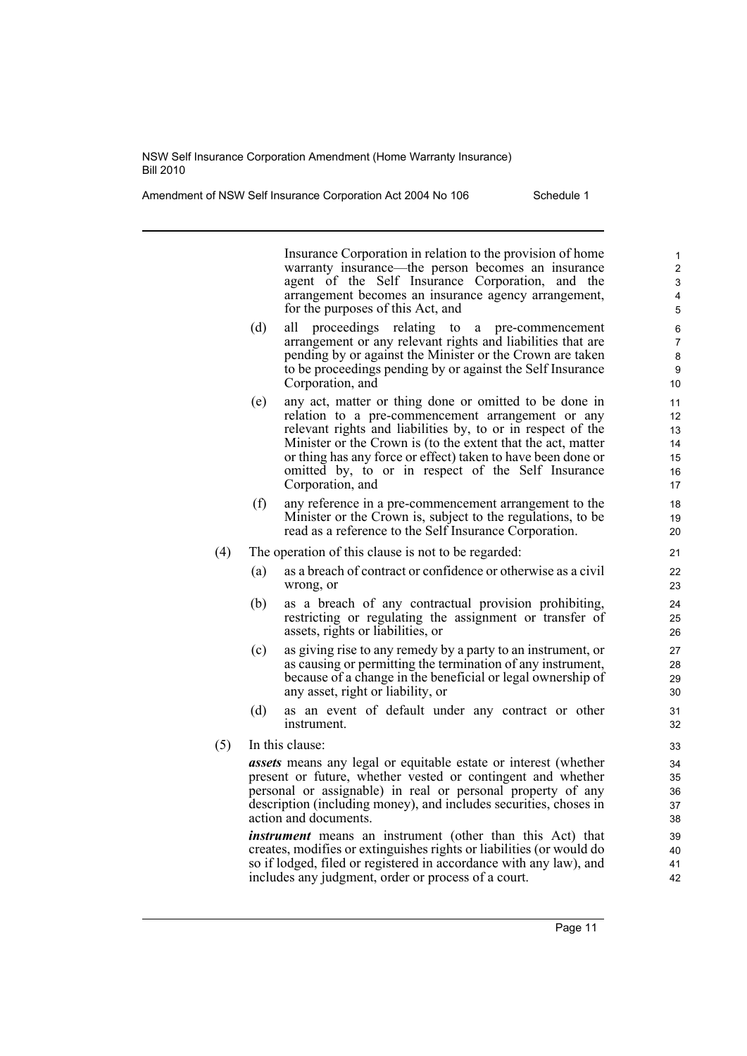Insurance Corporation in relation to the provision of home warranty insurance—the person becomes an insurance agent of the Self Insurance Corporation, and the arrangement becomes an insurance agency arrangement, for the purposes of this Act, and

(d) all proceedings relating to a pre-commencement arrangement or any relevant rights and liabilities that are pending by or against the Minister or the Crown are taken to be proceedings pending by or against the Self Insurance Corporation, and

(e) any act, matter or thing done or omitted to be done in relation to a pre-commencement arrangement or any relevant rights and liabilities by, to or in respect of the Minister or the Crown is (to the extent that the act, matter or thing has any force or effect) taken to have been done or omitted by, to or in respect of the Self Insurance Corporation, and

(f) any reference in a pre-commencement arrangement to the Minister or the Crown is, subject to the regulations, to be read as a reference to the Self Insurance Corporation.

(4) The operation of this clause is not to be regarded:

(a) as a breach of contract or confidence or otherwise as a civil wrong, or

(b) as a breach of any contractual provision prohibiting, restricting or regulating the assignment or transfer of assets, rights or liabilities, or

(c) as giving rise to any remedy by a party to an instrument, or as causing or permitting the termination of any instrument, because of a change in the beneficial or legal ownership of any asset, right or liability, or

(d) as an event of default under any contract or other instrument.

(5) In this clause:

***assets*** means any legal or equitable estate or interest (whether present or future, whether vested or contingent and whether personal or assignable) in real or personal property of any description (including money), and includes securities, choses in action and documents.

***instrument*** means an instrument (other than this Act) that creates, modifies or extinguishes rights or liabilities (or would do so if lodged, filed or registered in accordance with any law), and includes any judgment, order or process of a court.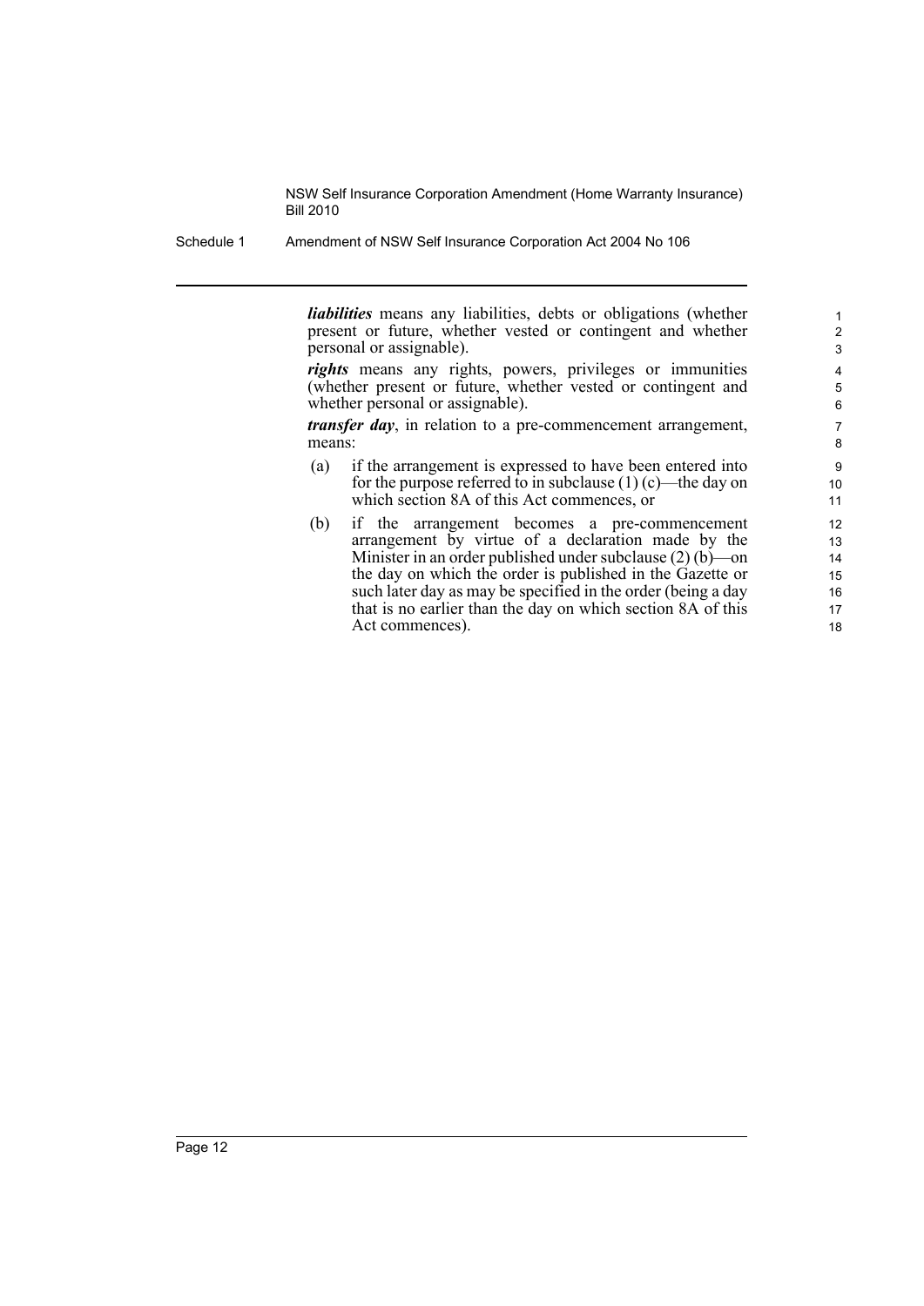***liabilities*** means any liabilities, debts or obligations (whether present or future, whether vested or contingent and whether personal or assignable).

***rights*** means any rights, powers, privileges or immunities (whether present or future, whether vested or contingent and whether personal or assignable).

***transfer day***, in relation to a pre-commencement arrangement, means:

(a) if the arrangement is expressed to have been entered into for the purpose referred to in subclause (1) (c)—the day on which section 8A of this Act commences, or

(b) if the arrangement becomes a pre-commencement arrangement by virtue of a declaration made by the Minister in an order published under subclause (2) (b)—on the day on which the order is published in the Gazette or such later day as may be specified in the order (being a day that is no earlier than the day on which section 8A of this Act commences).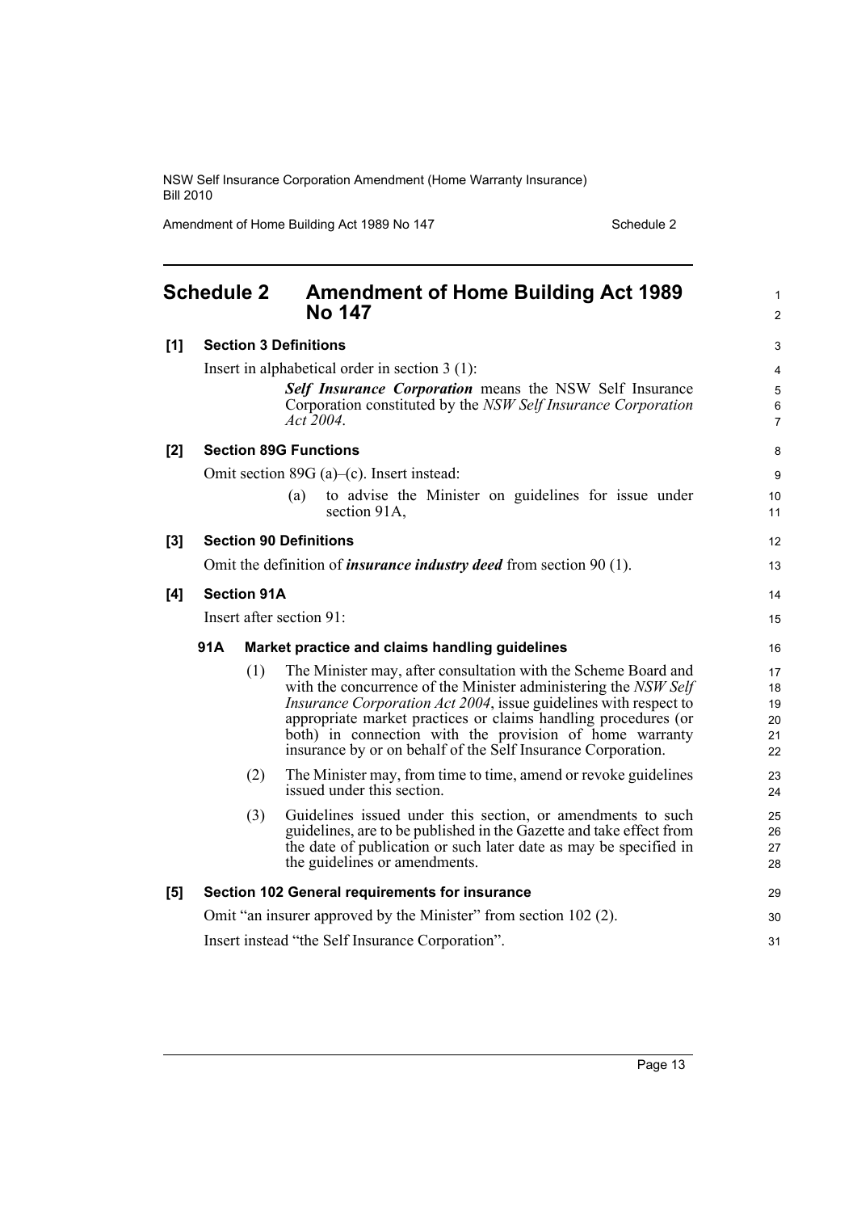## Schedule 2 Amendment of Home Building Act 1989 No 147

**[1] Section 3 Definitions**

Insert in alphabetical order in section 3 (1):

> ***Self Insurance Corporation*** means the NSW Self Insurance Corporation constituted by the *NSW Self Insurance Corporation Act 2004*.

**[2] Section 89G Functions**

Omit section 89G (a)–(c). Insert instead:

> (a) to advise the Minister on guidelines for issue under section 91A,

**[3] Section 90 Definitions**

Omit the definition of ***insurance industry deed*** from section 90 (1).

**[4] Section 91A**

Insert after section 91:

> **91A Market practice and claims handling guidelines**
>
> (1) The Minister may, after consultation with the Scheme Board and with the concurrence of the Minister administering the *NSW Self Insurance Corporation Act 2004*, issue guidelines with respect to appropriate market practices or claims handling procedures (or both) in connection with the provision of home warranty insurance by or on behalf of the Self Insurance Corporation.
>
> (2) The Minister may, from time to time, amend or revoke guidelines issued under this section.
>
> (3) Guidelines issued under this section, or amendments to such guidelines, are to be published in the Gazette and take effect from the date of publication or such later date as may be specified in the guidelines or amendments.

**[5] Section 102 General requirements for insurance**

Omit "an insurer approved by the Minister" from section 102 (2).

Insert instead "the Self Insurance Corporation".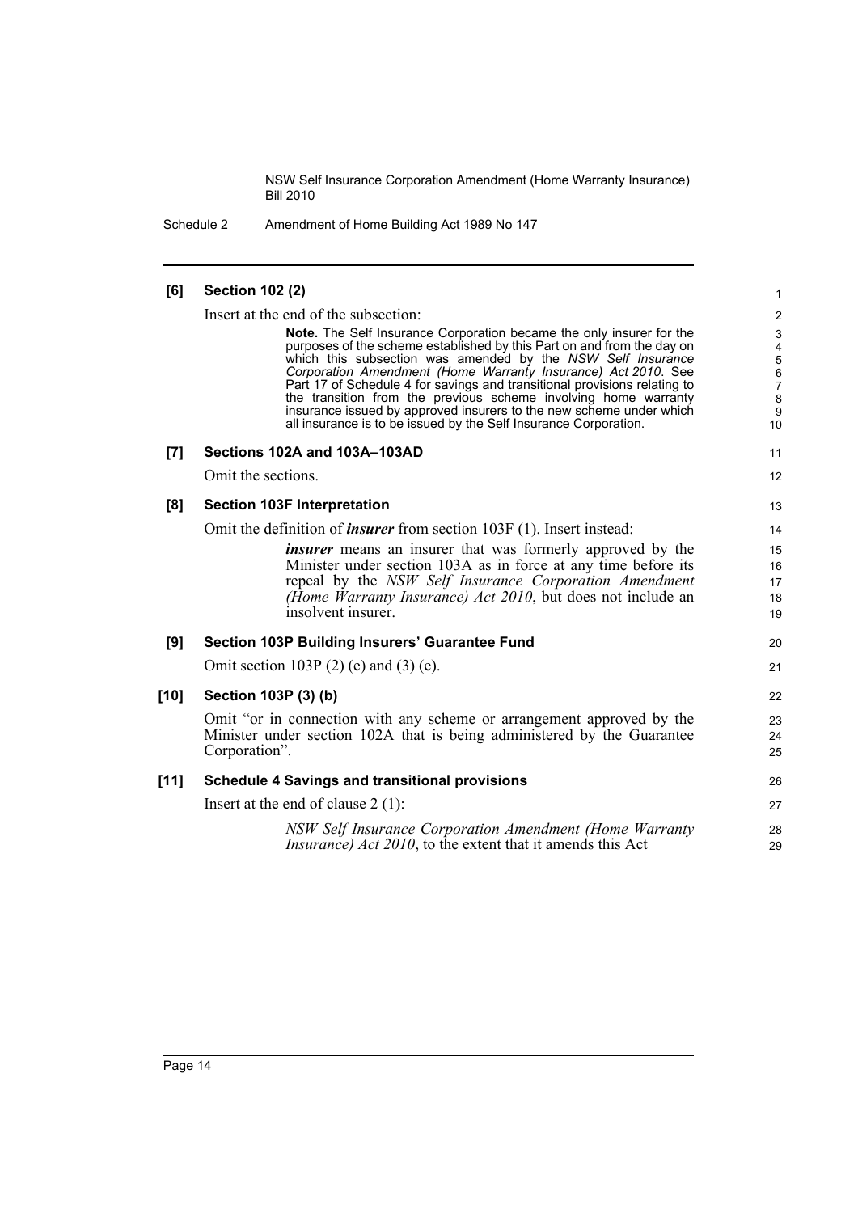**[6] Section 102 (2)**

Insert at the end of the subsection:

> **Note.** The Self Insurance Corporation became the only insurer for the purposes of the scheme established by this Part on and from the day on which this subsection was amended by the *NSW Self Insurance Corporation Amendment (Home Warranty Insurance) Act 2010*. See Part 17 of Schedule 4 for savings and transitional provisions relating to the transition from the previous scheme involving home warranty insurance issued by approved insurers to the new scheme under which all insurance is to be issued by the Self Insurance Corporation.

**[7] Sections 102A and 103A–103AD**

Omit the sections.

**[8] Section 103F Interpretation**

Omit the definition of ***insurer*** from section 103F (1). Insert instead:

> ***insurer*** means an insurer that was formerly approved by the Minister under section 103A as in force at any time before its repeal by the *NSW Self Insurance Corporation Amendment (Home Warranty Insurance) Act 2010*, but does not include an insolvent insurer.

**[9] Section 103P Building Insurers' Guarantee Fund**

Omit section 103P (2) (e) and (3) (e).

**[10] Section 103P (3) (b)**

Omit "or in connection with any scheme or arrangement approved by the Minister under section 102A that is being administered by the Guarantee Corporation".

**[11] Schedule 4 Savings and transitional provisions**

Insert at the end of clause 2 (1):

> *NSW Self Insurance Corporation Amendment (Home Warranty Insurance) Act 2010*, to the extent that it amends this Act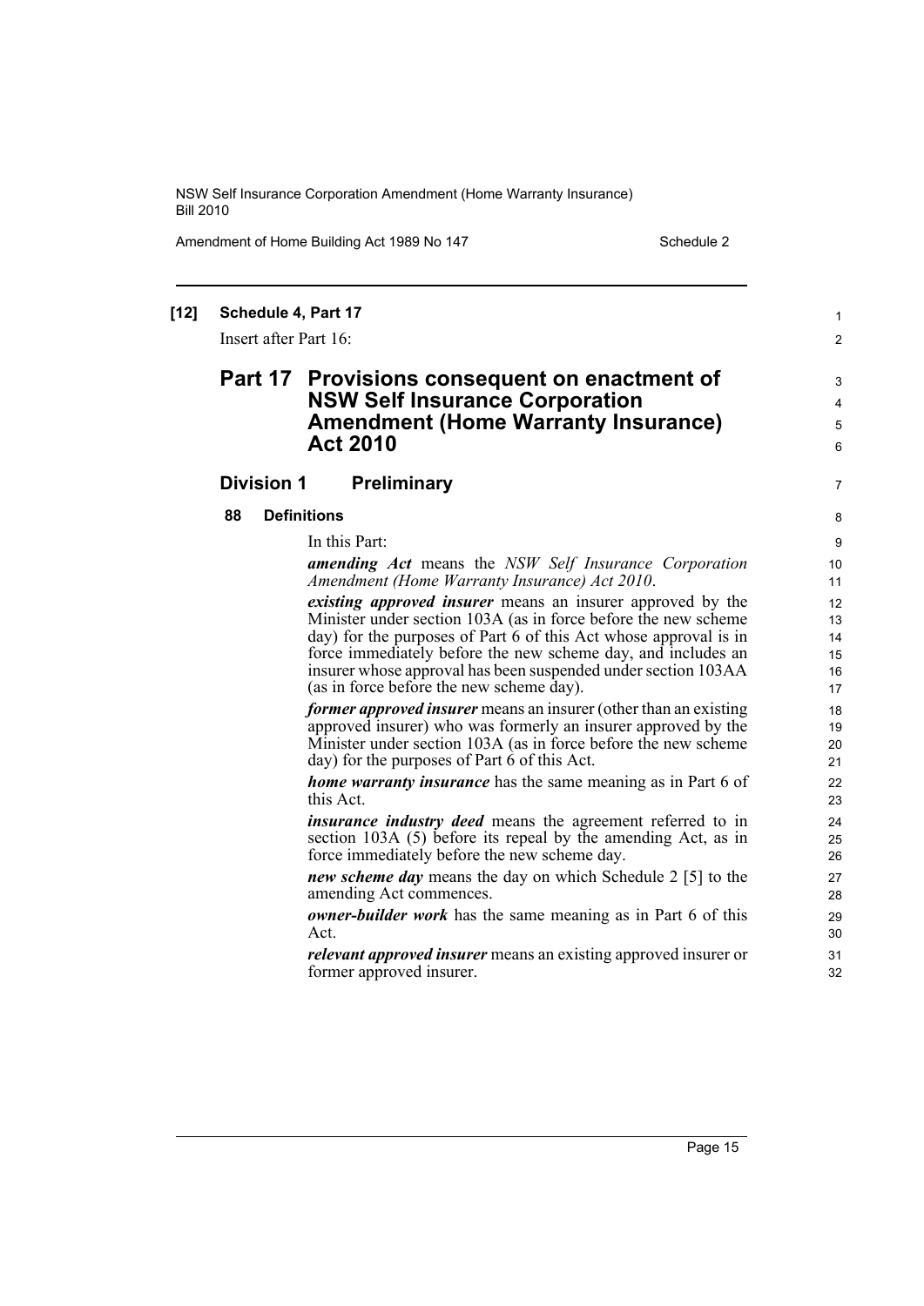**[12] Schedule 4, Part 17**

Insert after Part 16:

# Part 17 Provisions consequent on enactment of NSW Self Insurance Corporation Amendment (Home Warranty Insurance) Act 2010

## Division 1 Preliminary

### 88 Definitions

In this Part:

***amending Act*** means the *NSW Self Insurance Corporation Amendment (Home Warranty Insurance) Act 2010*.

***existing approved insurer*** means an insurer approved by the Minister under section 103A (as in force before the new scheme day) for the purposes of Part 6 of this Act whose approval is in force immediately before the new scheme day, and includes an insurer whose approval has been suspended under section 103AA (as in force before the new scheme day).

***former approved insurer*** means an insurer (other than an existing approved insurer) who was formerly an insurer approved by the Minister under section 103A (as in force before the new scheme day) for the purposes of Part 6 of this Act.

***home warranty insurance*** has the same meaning as in Part 6 of this Act.

***insurance industry deed*** means the agreement referred to in section 103A (5) before its repeal by the amending Act, as in force immediately before the new scheme day.

***new scheme day*** means the day on which Schedule 2 [5] to the amending Act commences.

***owner-builder work*** has the same meaning as in Part 6 of this Act.

***relevant approved insurer*** means an existing approved insurer or former approved insurer.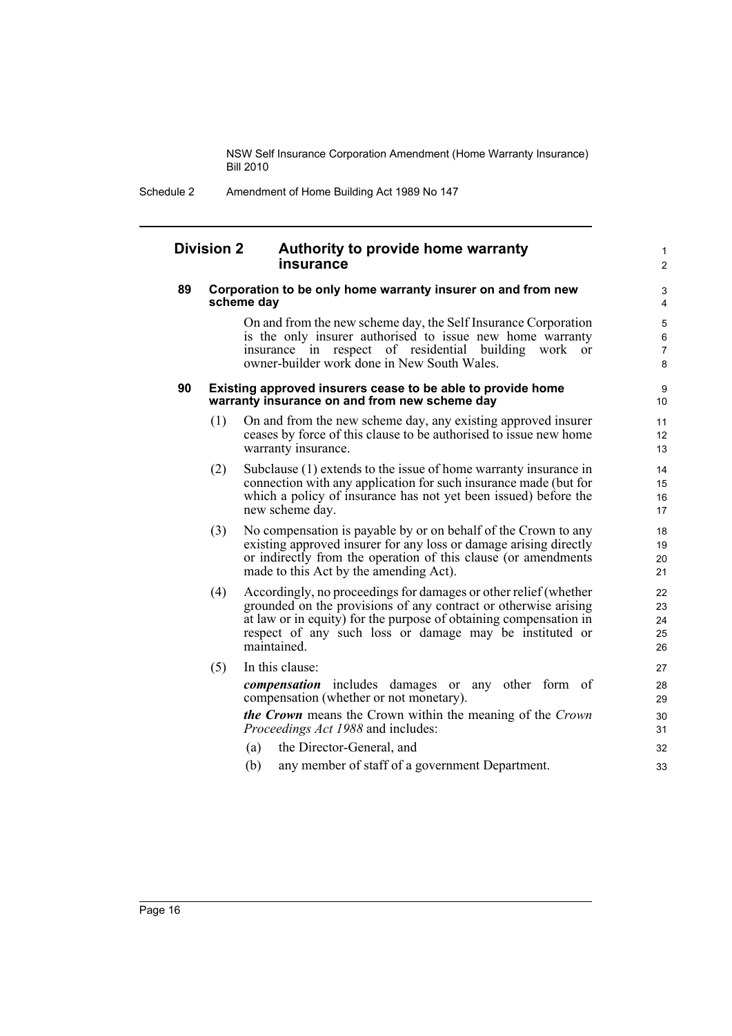## Division 2 Authority to provide home warranty insurance

### 89 Corporation to be only home warranty insurer on and from new scheme day

On and from the new scheme day, the Self Insurance Corporation is the only insurer authorised to issue new home warranty insurance in respect of residential building work or owner-builder work done in New South Wales.

### 90 Existing approved insurers cease to be able to provide home warranty insurance on and from new scheme day

(1) On and from the new scheme day, any existing approved insurer ceases by force of this clause to be authorised to issue new home warranty insurance.

(2) Subclause (1) extends to the issue of home warranty insurance in connection with any application for such insurance made (but for which a policy of insurance has not yet been issued) before the new scheme day.

(3) No compensation is payable by or on behalf of the Crown to any existing approved insurer for any loss or damage arising directly or indirectly from the operation of this clause (or amendments made to this Act by the amending Act).

(4) Accordingly, no proceedings for damages or other relief (whether grounded on the provisions of any contract or otherwise arising at law or in equity) for the purpose of obtaining compensation in respect of any such loss or damage may be instituted or maintained.

(5) In this clause:

***compensation*** includes damages or any other form of compensation (whether or not monetary).

***the Crown*** means the Crown within the meaning of the *Crown Proceedings Act 1988* and includes:

(a) the Director-General, and

(b) any member of staff of a government Department.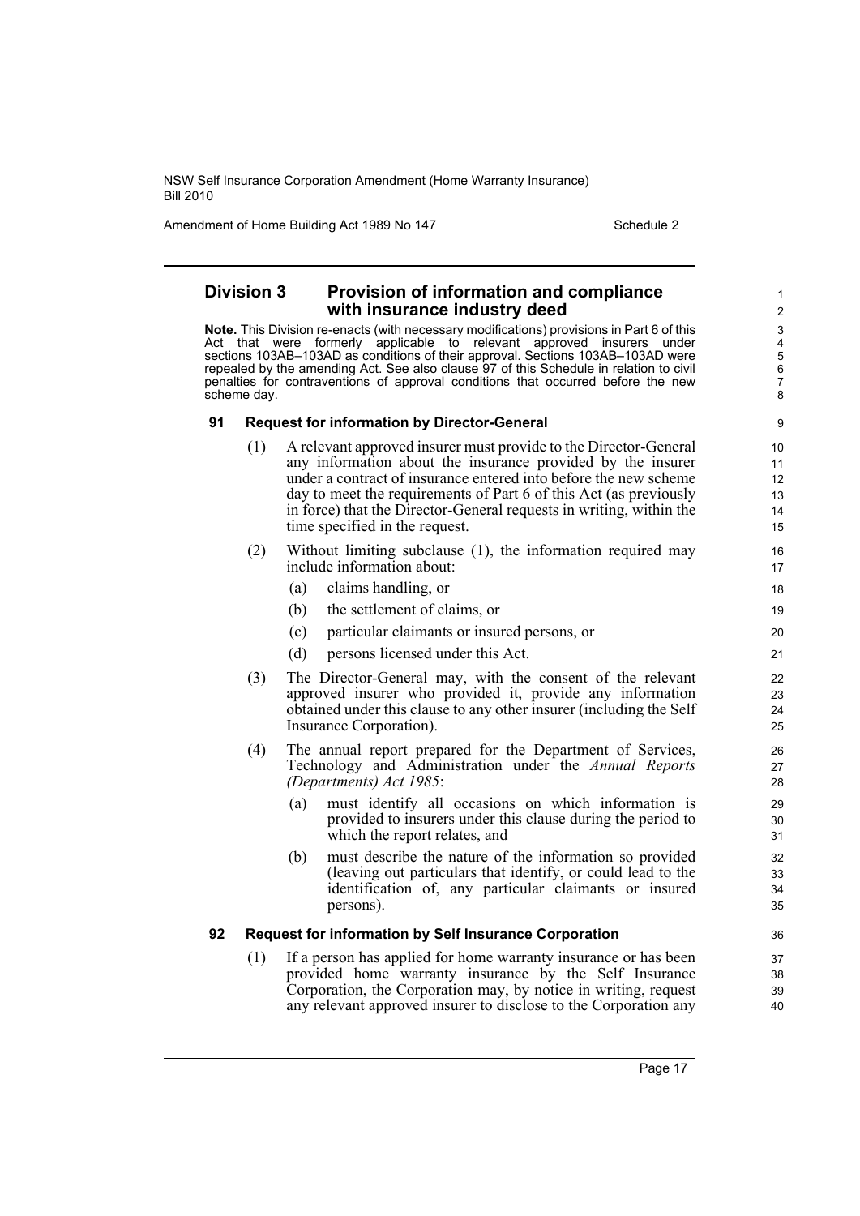## Division 3 Provision of information and compliance with insurance industry deed

**Note.** This Division re-enacts (with necessary modifications) provisions in Part 6 of this Act that were formerly applicable to relevant approved insurers under sections 103AB–103AD as conditions of their approval. Sections 103AB–103AD were repealed by the amending Act. See also clause 97 of this Schedule in relation to civil penalties for contraventions of approval conditions that occurred before the new scheme day.

### 91 Request for information by Director-General

(1) A relevant approved insurer must provide to the Director-General any information about the insurance provided by the insurer under a contract of insurance entered into before the new scheme day to meet the requirements of Part 6 of this Act (as previously in force) that the Director-General requests in writing, within the time specified in the request.

(2) Without limiting subclause (1), the information required may include information about:

- (a) claims handling, or
- (b) the settlement of claims, or
- (c) particular claimants or insured persons, or
- (d) persons licensed under this Act.

(3) The Director-General may, with the consent of the relevant approved insurer who provided it, provide any information obtained under this clause to any other insurer (including the Self Insurance Corporation).

(4) The annual report prepared for the Department of Services, Technology and Administration under the *Annual Reports (Departments) Act 1985*:

- (a) must identify all occasions on which information is provided to insurers under this clause during the period to which the report relates, and
- (b) must describe the nature of the information so provided (leaving out particulars that identify, or could lead to the identification of, any particular claimants or insured persons).

### 92 Request for information by Self Insurance Corporation

(1) If a person has applied for home warranty insurance or has been provided home warranty insurance by the Self Insurance Corporation, the Corporation may, by notice in writing, request any relevant approved insurer to disclose to the Corporation any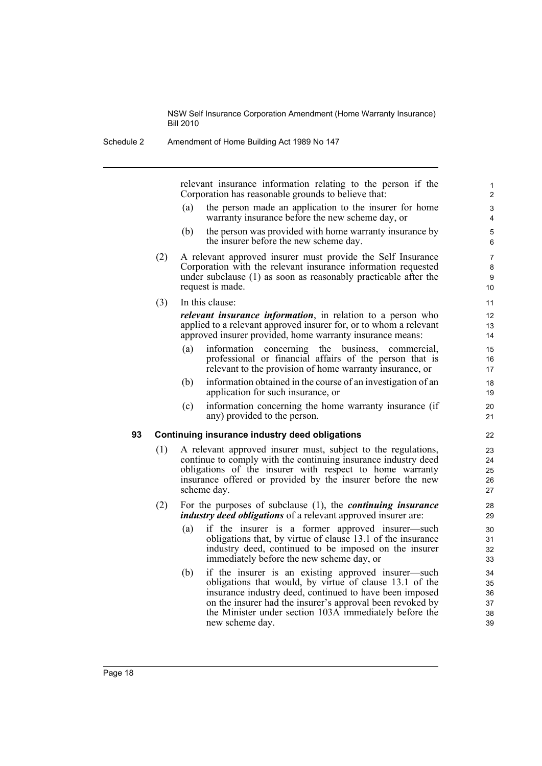relevant insurance information relating to the person if the Corporation has reasonable grounds to believe that:

(a) the person made an application to the insurer for home warranty insurance before the new scheme day, or

(b) the person was provided with home warranty insurance by the insurer before the new scheme day.

(2) A relevant approved insurer must provide the Self Insurance Corporation with the relevant insurance information requested under subclause (1) as soon as reasonably practicable after the request is made.

(3) In this clause:

***relevant insurance information***, in relation to a person who applied to a relevant approved insurer for, or to whom a relevant approved insurer provided, home warranty insurance means:

(a) information concerning the business, commercial, professional or financial affairs of the person that is relevant to the provision of home warranty insurance, or

(b) information obtained in the course of an investigation of an application for such insurance, or

(c) information concerning the home warranty insurance (if any) provided to the person.

### 93 Continuing insurance industry deed obligations

(1) A relevant approved insurer must, subject to the regulations, continue to comply with the continuing insurance industry deed obligations of the insurer with respect to home warranty insurance offered or provided by the insurer before the new scheme day.

(2) For the purposes of subclause (1), the ***continuing insurance industry deed obligations*** of a relevant approved insurer are:

(a) if the insurer is a former approved insurer—such obligations that, by virtue of clause 13.1 of the insurance industry deed, continued to be imposed on the insurer immediately before the new scheme day, or

(b) if the insurer is an existing approved insurer—such obligations that would, by virtue of clause 13.1 of the insurance industry deed, continued to have been imposed on the insurer had the insurer's approval been revoked by the Minister under section 103A immediately before the new scheme day.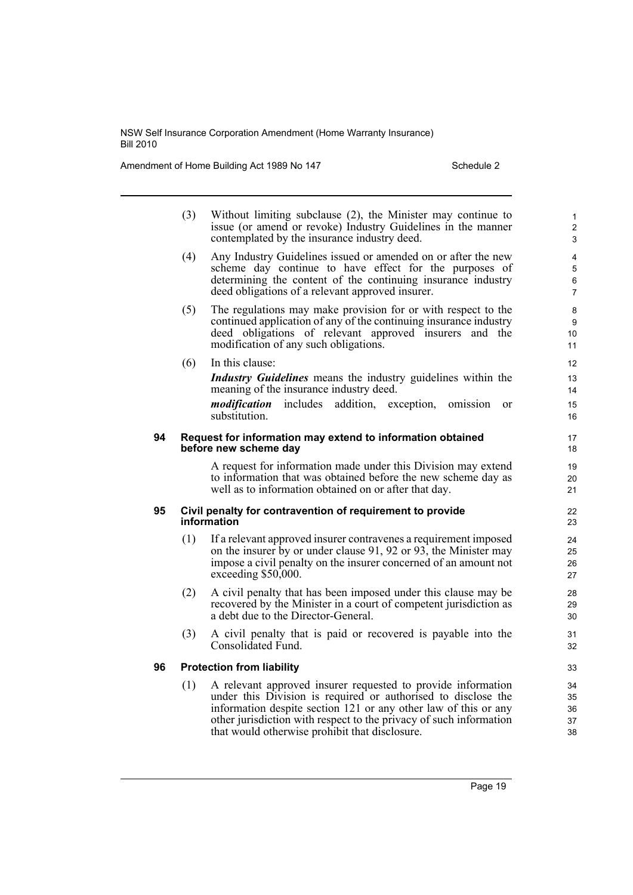(3) Without limiting subclause (2), the Minister may continue to issue (or amend or revoke) Industry Guidelines in the manner contemplated by the insurance industry deed.

(4) Any Industry Guidelines issued or amended on or after the new scheme day continue to have effect for the purposes of determining the content of the continuing insurance industry deed obligations of a relevant approved insurer.

(5) The regulations may make provision for or with respect to the continued application of any of the continuing insurance industry deed obligations of relevant approved insurers and the modification of any such obligations.

(6) In this clause:

***Industry Guidelines*** means the industry guidelines within the meaning of the insurance industry deed.

***modification*** includes addition, exception, omission or substitution.

**94 Request for information may extend to information obtained before new scheme day**

A request for information made under this Division may extend to information that was obtained before the new scheme day as well as to information obtained on or after that day.

**95 Civil penalty for contravention of requirement to provide information**

(1) If a relevant approved insurer contravenes a requirement imposed on the insurer by or under clause 91, 92 or 93, the Minister may impose a civil penalty on the insurer concerned of an amount not exceeding $50,000.

(2) A civil penalty that has been imposed under this clause may be recovered by the Minister in a court of competent jurisdiction as a debt due to the Director-General.

(3) A civil penalty that is paid or recovered is payable into the Consolidated Fund.

**96 Protection from liability**

(1) A relevant approved insurer requested to provide information under this Division is required or authorised to disclose the information despite section 121 or any other law of this or any other jurisdiction with respect to the privacy of such information that would otherwise prohibit that disclosure.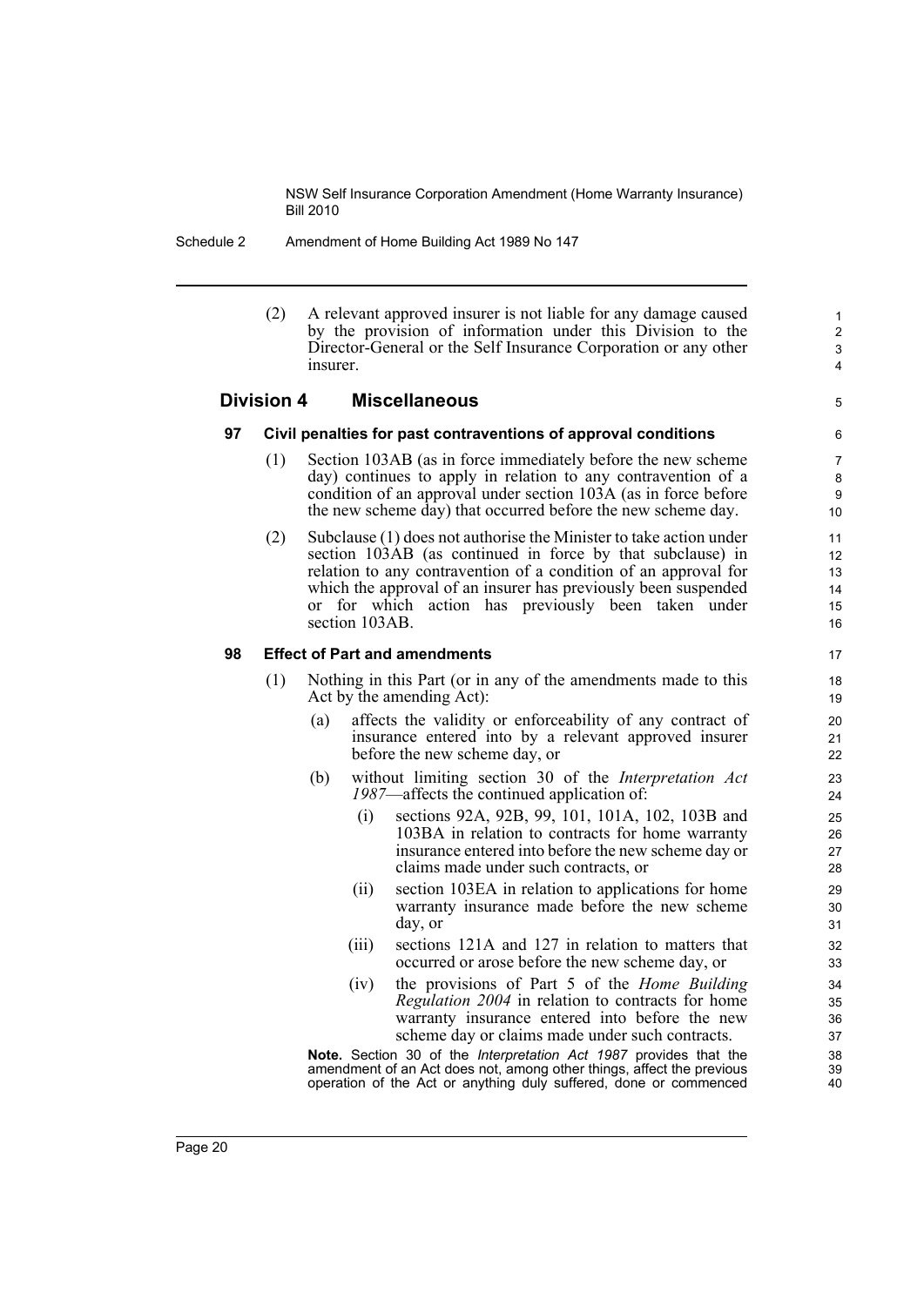(2) A relevant approved insurer is not liable for any damage caused by the provision of information under this Division to the Director-General or the Self Insurance Corporation or any other insurer.

## Division 4 Miscellaneous

### 97 Civil penalties for past contraventions of approval conditions

(1) Section 103AB (as in force immediately before the new scheme day) continues to apply in relation to any contravention of a condition of an approval under section 103A (as in force before the new scheme day) that occurred before the new scheme day.

(2) Subclause (1) does not authorise the Minister to take action under section 103AB (as continued in force by that subclause) in relation to any contravention of a condition of an approval for which the approval of an insurer has previously been suspended or for which action has previously been taken under section 103AB.

### 98 Effect of Part and amendments

(1) Nothing in this Part (or in any of the amendments made to this Act by the amending Act):

- (a) affects the validity or enforceability of any contract of insurance entered into by a relevant approved insurer before the new scheme day, or
- (b) without limiting section 30 of the *Interpretation Act 1987*—affects the continued application of:
  - (i) sections 92A, 92B, 99, 101, 101A, 102, 103B and 103BA in relation to contracts for home warranty insurance entered into before the new scheme day or claims made under such contracts, or
  - (ii) section 103EA in relation to applications for home warranty insurance made before the new scheme day, or
  - (iii) sections 121A and 127 in relation to matters that occurred or arose before the new scheme day, or
  - (iv) the provisions of Part 5 of the *Home Building Regulation 2004* in relation to contracts for home warranty insurance entered into before the new scheme day or claims made under such contracts.

**Note.** Section 30 of the *Interpretation Act 1987* provides that the amendment of an Act does not, among other things, affect the previous operation of the Act or anything duly suffered, done or commenced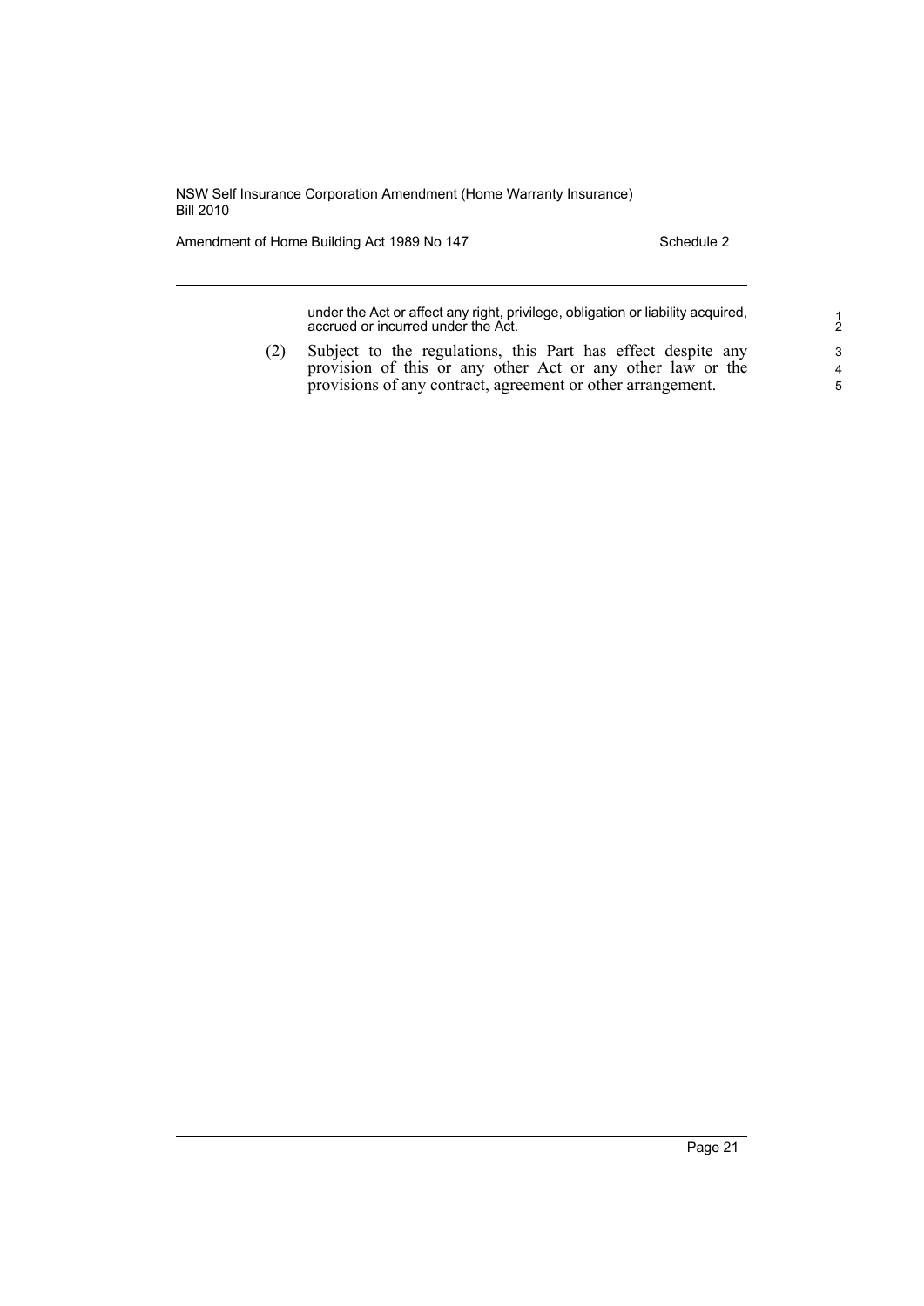under the Act or affect any right, privilege, obligation or liability acquired, accrued or incurred under the Act.

(2) Subject to the regulations, this Part has effect despite any provision of this or any other Act or any other law or the provisions of any contract, agreement or other arrangement.